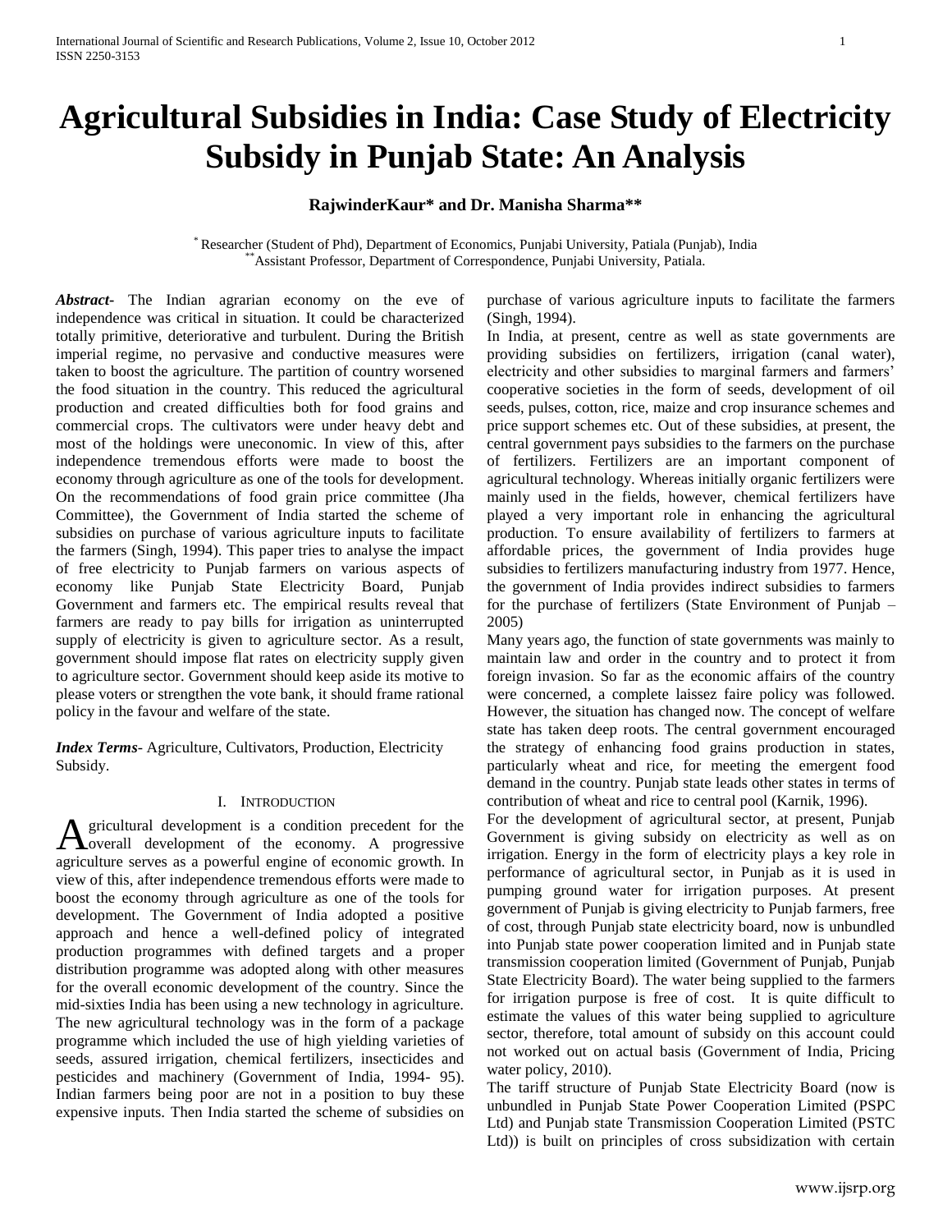# Agricultural Subsidies in India: Case Study of Electricity Subsidy in Punjab State: An Analysis

**RajwinderKaur* and Dr. Manisha Sharma****

* Researcher (Student of Phd), Department of Economics, Punjabi University, Patiala (Punjab), India
** Assistant Professor, Department of Correspondence, Punjabi University, Patiala.

***Abstract-*** The Indian agrarian economy on the eve of independence was critical in situation. It could be characterized totally primitive, deteriorative and turbulent. During the British imperial regime, no pervasive and conductive measures were taken to boost the agriculture. The partition of country worsened the food situation in the country. This reduced the agricultural production and created difficulties both for food grains and commercial crops. The cultivators were under heavy debt and most of the holdings were uneconomic. In view of this, after independence tremendous efforts were made to boost the economy through agriculture as one of the tools for development. On the recommendations of food grain price committee (Jha Committee), the Government of India started the scheme of subsidies on purchase of various agriculture inputs to facilitate the farmers (Singh, 1994). This paper tries to analyse the impact of free electricity to Punjab farmers on various aspects of economy like Punjab State Electricity Board, Punjab Government and farmers etc. The empirical results reveal that farmers are ready to pay bills for irrigation as uninterrupted supply of electricity is given to agriculture sector. As a result, government should impose flat rates on electricity supply given to agriculture sector. Government should keep aside its motive to please voters or strengthen the vote bank, it should frame rational policy in the favour and welfare of the state.

***Index Terms-*** Agriculture, Cultivators, Production, Electricity Subsidy.

## I. Introduction

Agricultural development is a condition precedent for the overall development of the economy. A progressive agriculture serves as a powerful engine of economic growth. In view of this, after independence tremendous efforts were made to boost the economy through agriculture as one of the tools for development. The Government of India adopted a positive approach and hence a well-defined policy of integrated production programmes with defined targets and a proper distribution programme was adopted along with other measures for the overall economic development of the country. Since the mid-sixties India has been using a new technology in agriculture. The new agricultural technology was in the form of a package programme which included the use of high yielding varieties of seeds, assured irrigation, chemical fertilizers, insecticides and pesticides and machinery (Government of India, 1994- 95). Indian farmers being poor are not in a position to buy these expensive inputs. Then India started the scheme of subsidies on purchase of various agriculture inputs to facilitate the farmers (Singh, 1994).

In India, at present, centre as well as state governments are providing subsidies on fertilizers, irrigation (canal water), electricity and other subsidies to marginal farmers and farmers' cooperative societies in the form of seeds, development of oil seeds, pulses, cotton, rice, maize and crop insurance schemes and price support schemes etc. Out of these subsidies, at present, the central government pays subsidies to the farmers on the purchase of fertilizers. Fertilizers are an important component of agricultural technology. Whereas initially organic fertilizers were mainly used in the fields, however, chemical fertilizers have played a very important role in enhancing the agricultural production. To ensure availability of fertilizers to farmers at affordable prices, the government of India provides huge subsidies to fertilizers manufacturing industry from 1977. Hence, the government of India provides indirect subsidies to farmers for the purchase of fertilizers (State Environment of Punjab – 2005)

Many years ago, the function of state governments was mainly to maintain law and order in the country and to protect it from foreign invasion. So far as the economic affairs of the country were concerned, a complete laissez faire policy was followed. However, the situation has changed now. The concept of welfare state has taken deep roots. The central government encouraged the strategy of enhancing food grains production in states, particularly wheat and rice, for meeting the emergent food demand in the country. Punjab state leads other states in terms of contribution of wheat and rice to central pool (Karnik, 1996).

For the development of agricultural sector, at present, Punjab Government is giving subsidy on electricity as well as on irrigation. Energy in the form of electricity plays a key role in performance of agricultural sector, in Punjab as it is used in pumping ground water for irrigation purposes. At present government of Punjab is giving electricity to Punjab farmers, free of cost, through Punjab state electricity board, now is unbundled into Punjab state power cooperation limited and in Punjab state transmission cooperation limited (Government of Punjab, Punjab State Electricity Board). The water being supplied to the farmers for irrigation purpose is free of cost. It is quite difficult to estimate the values of this water being supplied to agriculture sector, therefore, total amount of subsidy on this account could not worked out on actual basis (Government of India, Pricing water policy, 2010).

The tariff structure of Punjab State Electricity Board (now is unbundled in Punjab State Power Cooperation Limited (PSPC Ltd) and Punjab state Transmission Cooperation Limited (PSTC Ltd)) is built on principles of cross subsidization with certain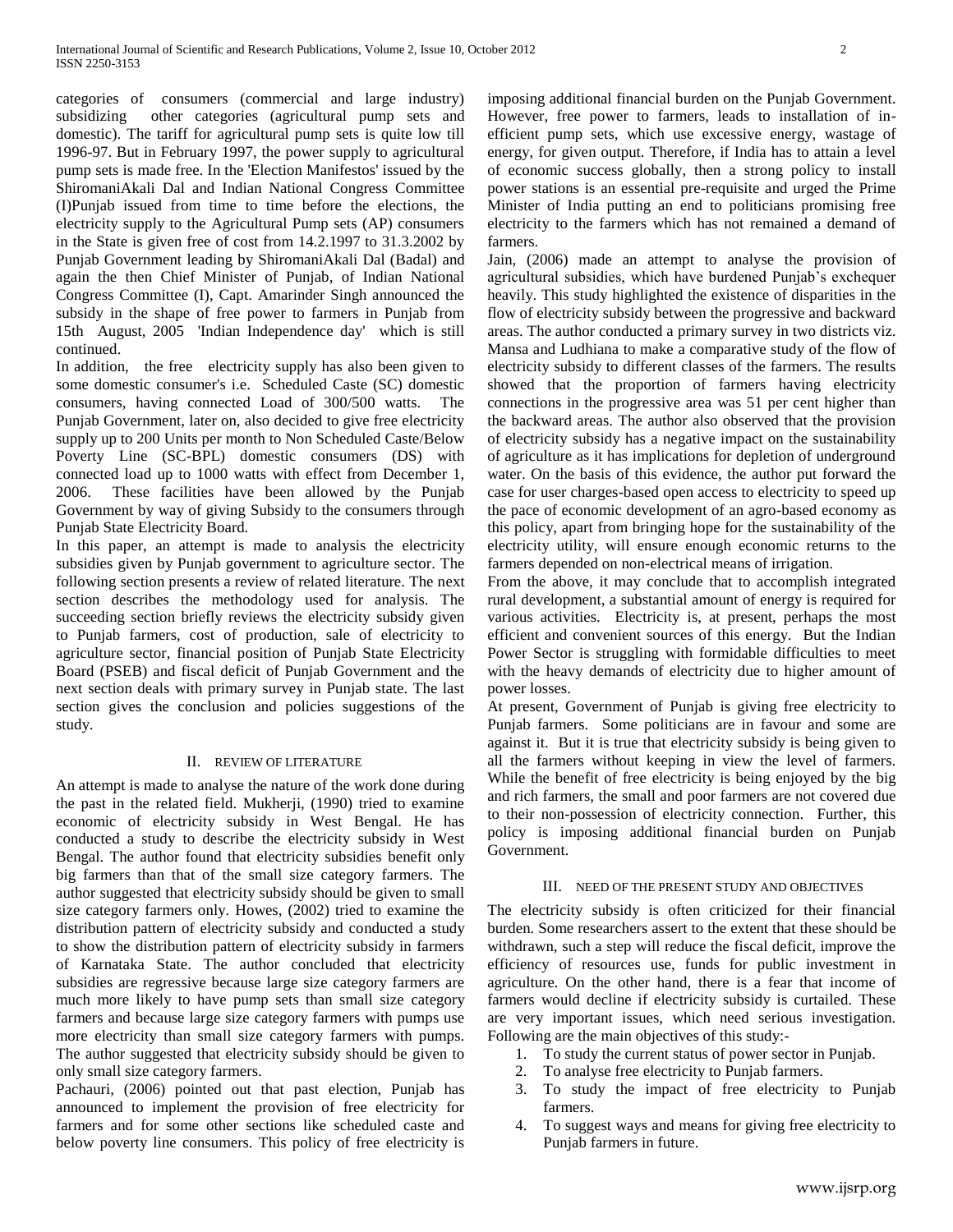categories of consumers (commercial and large industry) subsidizing other categories (agricultural pump sets and domestic). The tariff for agricultural pump sets is quite low till 1996-97. But in February 1997, the power supply to agricultural pump sets is made free. In the 'Election Manifestos' issued by the ShiromaniAkali Dal and Indian National Congress Committee (I)Punjab issued from time to time before the elections, the electricity supply to the Agricultural Pump sets (AP) consumers in the State is given free of cost from 14.2.1997 to 31.3.2002 by Punjab Government leading by ShiromaniAkali Dal (Badal) and again the then Chief Minister of Punjab, of Indian National Congress Committee (I), Capt. Amarinder Singh announced the subsidy in the shape of free power to farmers in Punjab from 15th August, 2005 'Indian Independence day' which is still continued.

In addition, the free electricity supply has also been given to some domestic consumer's i.e. Scheduled Caste (SC) domestic consumers, having connected Load of 300/500 watts. The Punjab Government, later on, also decided to give free electricity supply up to 200 Units per month to Non Scheduled Caste/Below Poverty Line (SC-BPL) domestic consumers (DS) with connected load up to 1000 watts with effect from December 1, 2006. These facilities have been allowed by the Punjab Government by way of giving Subsidy to the consumers through Punjab State Electricity Board.

In this paper, an attempt is made to analysis the electricity subsidies given by Punjab government to agriculture sector. The following section presents a review of related literature. The next section describes the methodology used for analysis. The succeeding section briefly reviews the electricity subsidy given to Punjab farmers, cost of production, sale of electricity to agriculture sector, financial position of Punjab State Electricity Board (PSEB) and fiscal deficit of Punjab Government and the next section deals with primary survey in Punjab state. The last section gives the conclusion and policies suggestions of the study.

## II. REVIEW OF LITERATURE

An attempt is made to analyse the nature of the work done during the past in the related field. Mukherji, (1990) tried to examine economic of electricity subsidy in West Bengal. He has conducted a study to describe the electricity subsidy in West Bengal. The author found that electricity subsidies benefit only big farmers than that of the small size category farmers. The author suggested that electricity subsidy should be given to small size category farmers only. Howes, (2002) tried to examine the distribution pattern of electricity subsidy and conducted a study to show the distribution pattern of electricity subsidy in farmers of Karnataka State. The author concluded that electricity subsidies are regressive because large size category farmers are much more likely to have pump sets than small size category farmers and because large size category farmers with pumps use more electricity than small size category farmers with pumps. The author suggested that electricity subsidy should be given to only small size category farmers.

Pachauri, (2006) pointed out that past election, Punjab has announced to implement the provision of free electricity for farmers and for some other sections like scheduled caste and below poverty line consumers. This policy of free electricity is imposing additional financial burden on the Punjab Government. However, free power to farmers, leads to installation of in-efficient pump sets, which use excessive energy, wastage of energy, for given output. Therefore, if India has to attain a level of economic success globally, then a strong policy to install power stations is an essential pre-requisite and urged the Prime Minister of India putting an end to politicians promising free electricity to the farmers which has not remained a demand of farmers.

Jain, (2006) made an attempt to analyse the provision of agricultural subsidies, which have burdened Punjab's exchequer heavily. This study highlighted the existence of disparities in the flow of electricity subsidy between the progressive and backward areas. The author conducted a primary survey in two districts viz. Mansa and Ludhiana to make a comparative study of the flow of electricity subsidy to different classes of the farmers. The results showed that the proportion of farmers having electricity connections in the progressive area was 51 per cent higher than the backward areas. The author also observed that the provision of electricity subsidy has a negative impact on the sustainability of agriculture as it has implications for depletion of underground water. On the basis of this evidence, the author put forward the case for user charges-based open access to electricity to speed up the pace of economic development of an agro-based economy as this policy, apart from bringing hope for the sustainability of the electricity utility, will ensure enough economic returns to the farmers depended on non-electrical means of irrigation.

From the above, it may conclude that to accomplish integrated rural development, a substantial amount of energy is required for various activities. Electricity is, at present, perhaps the most efficient and convenient sources of this energy. But the Indian Power Sector is struggling with formidable difficulties to meet with the heavy demands of electricity due to higher amount of power losses.

At present, Government of Punjab is giving free electricity to Punjab farmers. Some politicians are in favour and some are against it. But it is true that electricity subsidy is being given to all the farmers without keeping in view the level of farmers. While the benefit of free electricity is being enjoyed by the big and rich farmers, the small and poor farmers are not covered due to their non-possession of electricity connection. Further, this policy is imposing additional financial burden on Punjab Government.

## III. NEED OF THE PRESENT STUDY AND OBJECTIVES

The electricity subsidy is often criticized for their financial burden. Some researchers assert to the extent that these should be withdrawn, such a step will reduce the fiscal deficit, improve the efficiency of resources use, funds for public investment in agriculture. On the other hand, there is a fear that income of farmers would decline if electricity subsidy is curtailed. These are very important issues, which need serious investigation. Following are the main objectives of this study:-

1. To study the current status of power sector in Punjab.
2. To analyse free electricity to Punjab farmers.
3. To study the impact of free electricity to Punjab farmers.
4. To suggest ways and means for giving free electricity to Punjab farmers in future.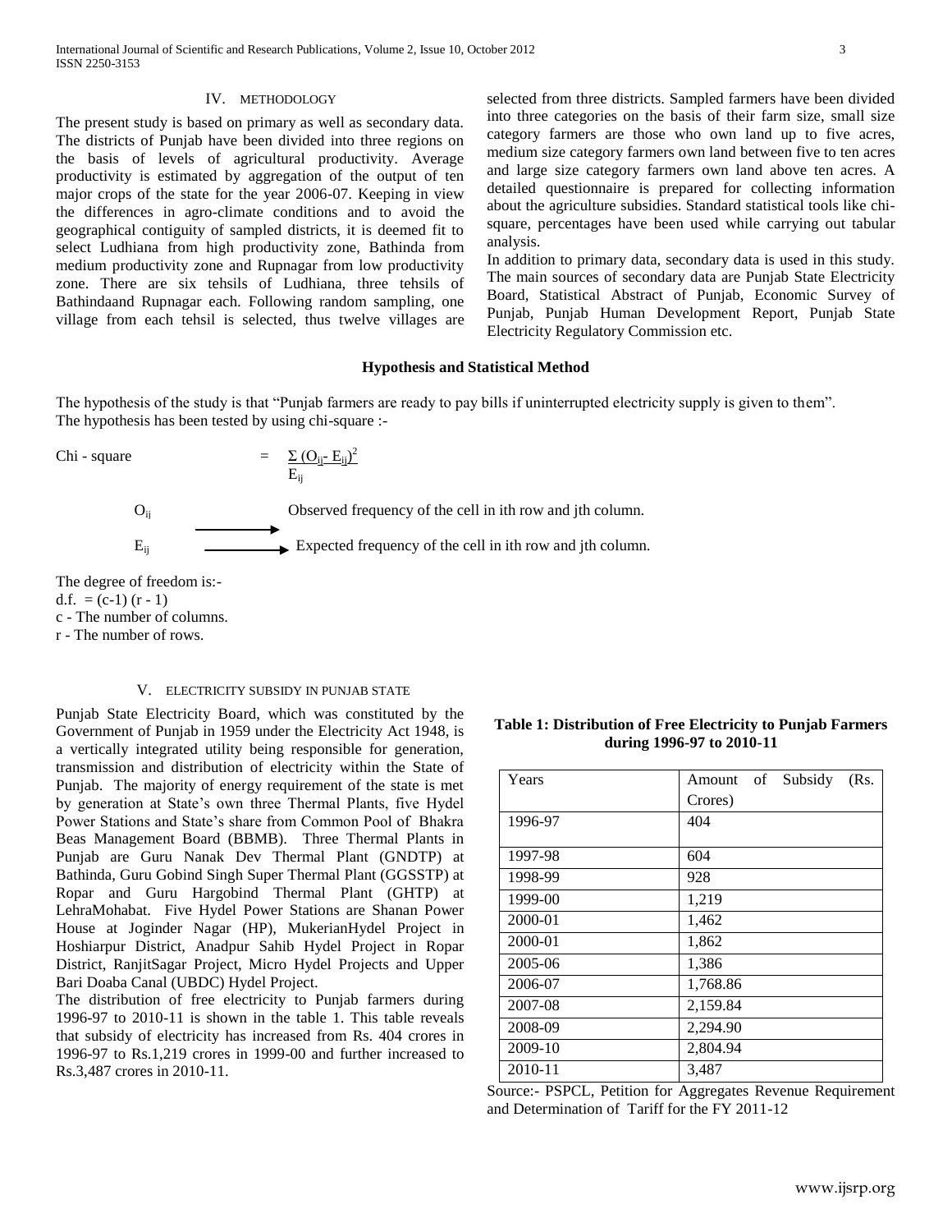## IV. METHODOLOGY

The present study is based on primary as well as secondary data. The districts of Punjab have been divided into three regions on the basis of levels of agricultural productivity. Average productivity is estimated by aggregation of the output of ten major crops of the state for the year 2006-07. Keeping in view the differences in agro-climate conditions and to avoid the geographical contiguity of sampled districts, it is deemed fit to select Ludhiana from high productivity zone, Bathinda from medium productivity zone and Rupnagar from low productivity zone. There are six tehsils of Ludhiana, three tehsils of Bathindaand Rupnagar each. Following random sampling, one village from each tehsil is selected, thus twelve villages are selected from three districts. Sampled farmers have been divided into three categories on the basis of their farm size, small size category farmers are those who own land up to five acres, medium size category farmers own land between five to ten acres and large size category farmers own land above ten acres. A detailed questionnaire is prepared for collecting information about the agriculture subsidies. Standard statistical tools like chi-square, percentages have been used while carrying out tabular analysis.

In addition to primary data, secondary data is used in this study. The main sources of secondary data are Punjab State Electricity Board, Statistical Abstract of Punjab, Economic Survey of Punjab, Punjab Human Development Report, Punjab State Electricity Regulatory Commission etc.

### Hypothesis and Statistical Method

The hypothesis of the study is that "Punjab farmers are ready to pay bills if uninterrupted electricity supply is given to them". The hypothesis has been tested by using chi-square :-

$$\text{Chi - square} = \frac{\Sigma (O_{ij} - E_{ij})^2}{E_{ij}}$$

$O_{ij}$ → Observed frequency of the cell in ith row and jth column.

$E_{ij}$ → Expected frequency of the cell in ith row and jth column.

The degree of freedom is:-

d.f. = (c-1) (r - 1)

c - The number of columns.

r - The number of rows.

## V. ELECTRICITY SUBSIDY IN PUNJAB STATE

Punjab State Electricity Board, which was constituted by the Government of Punjab in 1959 under the Electricity Act 1948, is a vertically integrated utility being responsible for generation, transmission and distribution of electricity within the State of Punjab. The majority of energy requirement of the state is met by generation at State's own three Thermal Plants, five Hydel Power Stations and State's share from Common Pool of Bhakra Beas Management Board (BBMB). Three Thermal Plants in Punjab are Guru Nanak Dev Thermal Plant (GNDTP) at Bathinda, Guru Gobind Singh Super Thermal Plant (GGSSTP) at Ropar and Guru Hargobind Thermal Plant (GHTP) at LehraMohabat. Five Hydel Power Stations are Shanan Power House at Joginder Nagar (HP), MukerianHydel Project in Hoshiarpur District, Anadpur Sahib Hydel Project in Ropar District, RanjitSagar Project, Micro Hydel Projects and Upper Bari Doaba Canal (UBDC) Hydel Project.

The distribution of free electricity to Punjab farmers during 1996-97 to 2010-11 is shown in the table 1. This table reveals that subsidy of electricity has increased from Rs. 404 crores in 1996-97 to Rs.1,219 crores in 1999-00 and further increased to Rs.3,487 crores in 2010-11.

**Table 1: Distribution of Free Electricity to Punjab Farmers during 1996-97 to 2010-11**

| Years | Amount of Subsidy (Rs. Crores) |
|---|---|
| 1996-97 | 404 |
| 1997-98 | 604 |
| 1998-99 | 928 |
| 1999-00 | 1,219 |
| 2000-01 | 1,462 |
| 2000-01 | 1,862 |
| 2005-06 | 1,386 |
| 2006-07 | 1,768.86 |
| 2007-08 | 2,159.84 |
| 2008-09 | 2,294.90 |
| 2009-10 | 2,804.94 |
| 2010-11 | 3,487 |

Source:- PSPCL, Petition for Aggregates Revenue Requirement and Determination of Tariff for the FY 2011-12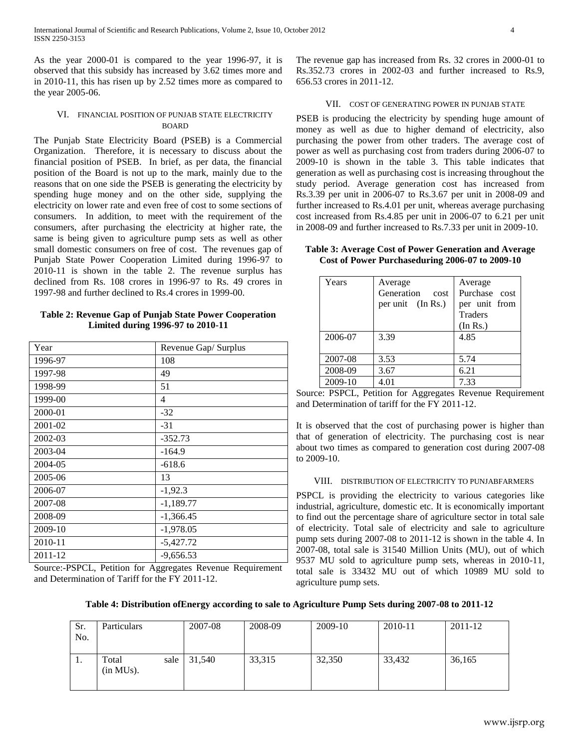As the year 2000-01 is compared to the year 1996-97, it is observed that this subsidy has increased by 3.62 times more and in 2010-11, this has risen up by 2.52 times more as compared to the year 2005-06.

## VI. FINANCIAL POSITION OF PUNJAB STATE ELECTRICITY BOARD

The Punjab State Electricity Board (PSEB) is a Commercial Organization. Therefore, it is necessary to discuss about the financial position of PSEB. In brief, as per data, the financial position of the Board is not up to the mark, mainly due to the reasons that on one side the PSEB is generating the electricity by spending huge money and on the other side, supplying the electricity on lower rate and even free of cost to some sections of consumers. In addition, to meet with the requirement of the consumers, after purchasing the electricity at higher rate, the same is being given to agriculture pump sets as well as other small domestic consumers on free of cost. The revenues gap of Punjab State Power Cooperation Limited during 1996-97 to 2010-11 is shown in the table 2. The revenue surplus has declined from Rs. 108 crores in 1996-97 to Rs. 49 crores in 1997-98 and further declined to Rs.4 crores in 1999-00.

**Table 2: Revenue Gap of Punjab State Power Cooperation Limited during 1996-97 to 2010-11**

| Year | Revenue Gap/ Surplus |
|---|---|
| 1996-97 | 108 |
| 1997-98 | 49 |
| 1998-99 | 51 |
| 1999-00 | 4 |
| 2000-01 | -32 |
| 2001-02 | -31 |
| 2002-03 | -352.73 |
| 2003-04 | -164.9 |
| 2004-05 | -618.6 |
| 2005-06 | 13 |
| 2006-07 | -1,92.3 |
| 2007-08 | -1,189.77 |
| 2008-09 | -1,366.45 |
| 2009-10 | -1,978.05 |
| 2010-11 | -5,427.72 |
| 2011-12 | -9,656.53 |

Source:-PSPCL, Petition for Aggregates Revenue Requirement and Determination of Tariff for the FY 2011-12.

The revenue gap has increased from Rs. 32 crores in 2000-01 to Rs.352.73 crores in 2002-03 and further increased to Rs.9, 656.53 crores in 2011-12.

## VII. COST OF GENERATING POWER IN PUNJAB STATE

PSEB is producing the electricity by spending huge amount of money as well as due to higher demand of electricity, also purchasing the power from other traders. The average cost of power as well as purchasing cost from traders during 2006-07 to 2009-10 is shown in the table 3. This table indicates that generation as well as purchasing cost is increasing throughout the study period. Average generation cost has increased from Rs.3.39 per unit in 2006-07 to Rs.3.67 per unit in 2008-09 and further increased to Rs.4.01 per unit, whereas average purchasing cost increased from Rs.4.85 per unit in 2006-07 to 6.21 per unit in 2008-09 and further increased to Rs.7.33 per unit in 2009-10.

**Table 3: Average Cost of Power Generation and Average Cost of Power Purchaseduring 2006-07 to 2009-10**

| Years | Average Generation cost per unit (In Rs.) | Average Purchase cost per unit from Traders (In Rs.) |
|---|---|---|
| 2006-07 | 3.39 | 4.85 |
| 2007-08 | 3.53 | 5.74 |
| 2008-09 | 3.67 | 6.21 |
| 2009-10 | 4.01 | 7.33 |

Source: PSPCL, Petition for Aggregates Revenue Requirement and Determination of tariff for the FY 2011-12.

It is observed that the cost of purchasing power is higher than that of generation of electricity. The purchasing cost is near about two times as compared to generation cost during 2007-08 to 2009-10.

## VIII. DISTRIBUTION OF ELECTRICITY TO PUNJABFARMERS

PSPCL is providing the electricity to various categories like industrial, agriculture, domestic etc. It is economically important to find out the percentage share of agriculture sector in total sale of electricity. Total sale of electricity and sale to agriculture pump sets during 2007-08 to 2011-12 is shown in the table 4. In 2007-08, total sale is 31540 Million Units (MU), out of which 9537 MU sold to agriculture pump sets, whereas in 2010-11, total sale is 33432 MU out of which 10989 MU sold to agriculture pump sets.

**Table 4: Distribution ofEnergy according to sale to Agriculture Pump Sets during 2007-08 to 2011-12**

| Sr. No. | Particulars | 2007-08 | 2008-09 | 2009-10 | 2010-11 | 2011-12 |
|---|---|---|---|---|---|---|
| 1. | Total sale (in MUs). | 31,540 | 33,315 | 32,350 | 33,432 | 36,165 |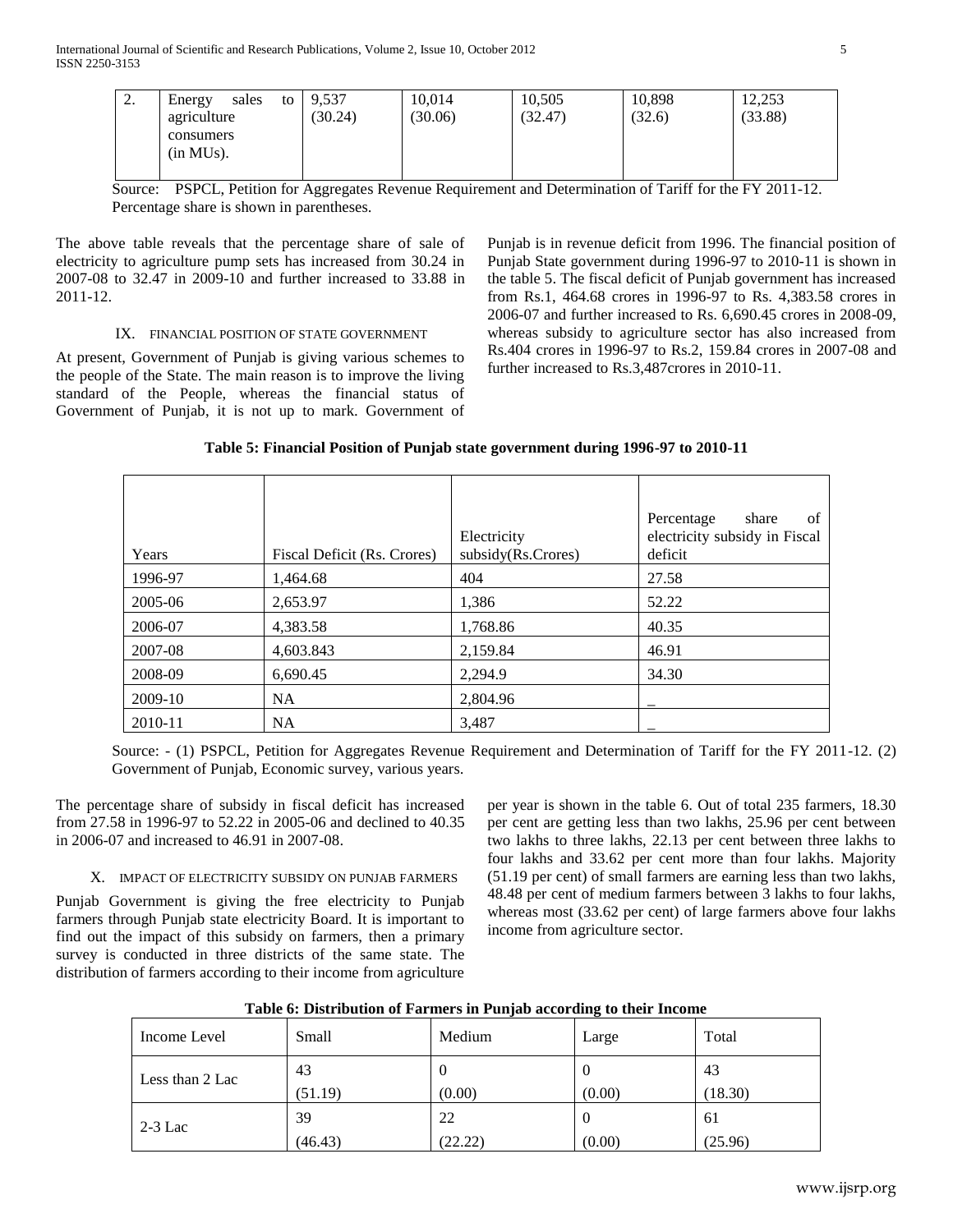| 2. | Energy sales to agriculture consumers (in MUs). | 9,537 (30.24) | 10,014 (30.06) | 10,505 (32.47) | 10,898 (32.6) | 12,253 (33.88) |
|---|---|---|---|---|---|---|

Source: PSPCL, Petition for Aggregates Revenue Requirement and Determination of Tariff for the FY 2011-12. Percentage share is shown in parentheses.

The above table reveals that the percentage share of sale of electricity to agriculture pump sets has increased from 30.24 in 2007-08 to 32.47 in 2009-10 and further increased to 33.88 in 2011-12.

## IX. FINANCIAL POSITION OF STATE GOVERNMENT

At present, Government of Punjab is giving various schemes to the people of the State. The main reason is to improve the living standard of the People, whereas the financial status of Government of Punjab, it is not up to mark. Government of Punjab is in revenue deficit from 1996. The financial position of Punjab State government during 1996-97 to 2010-11 is shown in the table 5. The fiscal deficit of Punjab government has increased from Rs.1, 464.68 crores in 1996-97 to Rs. 4,383.58 crores in 2006-07 and further increased to Rs. 6,690.45 crores in 2008-09, whereas subsidy to agriculture sector has also increased from Rs.404 crores in 1996-97 to Rs.2, 159.84 crores in 2007-08 and further increased to Rs.3,487crores in 2010-11.

**Table 5: Financial Position of Punjab state government during 1996-97 to 2010-11**

| Years | Fiscal Deficit (Rs. Crores) | Electricity subsidy(Rs.Crores) | Percentage share of electricity subsidy in Fiscal deficit |
|---|---|---|---|
| 1996-97 | 1,464.68 | 404 | 27.58 |
| 2005-06 | 2,653.97 | 1,386 | 52.22 |
| 2006-07 | 4,383.58 | 1,768.86 | 40.35 |
| 2007-08 | 4,603.843 | 2,159.84 | 46.91 |
| 2008-09 | 6,690.45 | 2,294.9 | 34.30 |
| 2009-10 | NA | 2,804.96 | _ |
| 2010-11 | NA | 3,487 | _ |

Source: - (1) PSPCL, Petition for Aggregates Revenue Requirement and Determination of Tariff for the FY 2011-12. (2) Government of Punjab, Economic survey, various years.

The percentage share of subsidy in fiscal deficit has increased from 27.58 in 1996-97 to 52.22 in 2005-06 and declined to 40.35 in 2006-07 and increased to 46.91 in 2007-08.

## X. IMPACT OF ELECTRICITY SUBSIDY ON PUNJAB FARMERS

Punjab Government is giving the free electricity to Punjab farmers through Punjab state electricity Board. It is important to find out the impact of this subsidy on farmers, then a primary survey is conducted in three districts of the same state. The distribution of farmers according to their income from agriculture per year is shown in the table 6. Out of total 235 farmers, 18.30 per cent are getting less than two lakhs, 25.96 per cent between two lakhs to three lakhs, 22.13 per cent between three lakhs to four lakhs and 33.62 per cent more than four lakhs. Majority (51.19 per cent) of small farmers are earning less than two lakhs, 48.48 per cent of medium farmers between 3 lakhs to four lakhs, whereas most (33.62 per cent) of large farmers above four lakhs income from agriculture sector.

**Table 6: Distribution of Farmers in Punjab according to their Income**

| Income Level | Small | Medium | Large | Total |
|---|---|---|---|---|
| Less than 2 Lac | 43 (51.19) | 0 (0.00) | 0 (0.00) | 43 (18.30) |
| 2-3 Lac | 39 (46.43) | 22 (22.22) | 0 (0.00) | 61 (25.96) |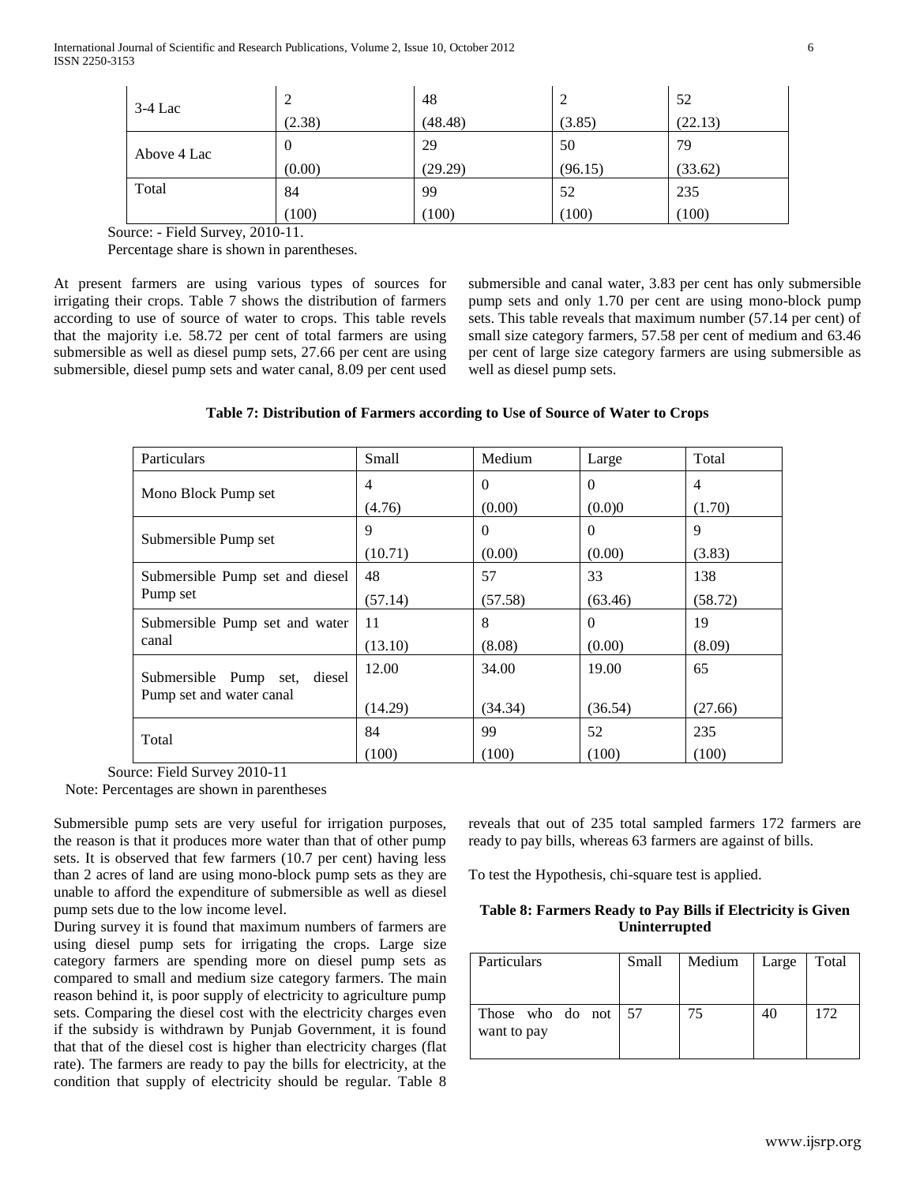| 3-4 Lac | 2<br>(2.38) | 48<br>(48.48) | 2<br>(3.85) | 52<br>(22.13) |
|---|---|---|---|---|
| Above 4 Lac | 0<br>(0.00) | 29<br>(29.29) | 50<br>(96.15) | 79<br>(33.62) |
| Total | 84<br>(100) | 99<br>(100) | 52<br>(100) | 235<br>(100) |

Source: - Field Survey, 2010-11.

Percentage share is shown in parentheses.

At present farmers are using various types of sources for irrigating their crops. Table 7 shows the distribution of farmers according to use of source of water to crops. This table revels that the majority i.e. 58.72 per cent of total farmers are using submersible as well as diesel pump sets, 27.66 per cent are using submersible, diesel pump sets and water canal, 8.09 per cent used submersible and canal water, 3.83 per cent has only submersible pump sets and only 1.70 per cent are using mono-block pump sets. This table reveals that maximum number (57.14 per cent) of small size category farmers, 57.58 per cent of medium and 63.46 per cent of large size category farmers are using submersible as well as diesel pump sets.

**Table 7: Distribution of Farmers according to Use of Source of Water to Crops**

| Particulars | Small | Medium | Large | Total |
|---|---|---|---|---|
| Mono Block Pump set | 4<br>(4.76) | 0<br>(0.00) | 0<br>(0.0)0 | 4<br>(1.70) |
| Submersible Pump set | 9<br>(10.71) | 0<br>(0.00) | 0<br>(0.00) | 9<br>(3.83) |
| Submersible Pump set and diesel Pump set | 48<br>(57.14) | 57<br>(57.58) | 33<br>(63.46) | 138<br>(58.72) |
| Submersible Pump set and water canal | 11<br>(13.10) | 8<br>(8.08) | 0<br>(0.00) | 19<br>(8.09) |
| Submersible Pump set, diesel Pump set and water canal | 12.00<br>(14.29) | 34.00<br>(34.34) | 19.00<br>(36.54) | 65<br>(27.66) |
| Total | 84<br>(100) | 99<br>(100) | 52<br>(100) | 235<br>(100) |

Source: Field Survey 2010-11

Note: Percentages are shown in parentheses

Submersible pump sets are very useful for irrigation purposes, the reason is that it produces more water than that of other pump sets. It is observed that few farmers (10.7 per cent) having less than 2 acres of land are using mono-block pump sets as they are unable to afford the expenditure of submersible as well as diesel pump sets due to the low income level.

During survey it is found that maximum numbers of farmers are using diesel pump sets for irrigating the crops. Large size category farmers are spending more on diesel pump sets as compared to small and medium size category farmers. The main reason behind it, is poor supply of electricity to agriculture pump sets. Comparing the diesel cost with the electricity charges even if the subsidy is withdrawn by Punjab Government, it is found that that of the diesel cost is higher than electricity charges (flat rate). The farmers are ready to pay the bills for electricity, at the condition that supply of electricity should be regular. Table 8 reveals that out of 235 total sampled farmers 172 farmers are ready to pay bills, whereas 63 farmers are against of bills.

To test the Hypothesis, chi-square test is applied.

**Table 8: Farmers Ready to Pay Bills if Electricity is Given Uninterrupted**

| Particulars | Small | Medium | Large | Total |
|---|---|---|---|---|
| Those who do not want to pay | 57 | 75 | 40 | 172 |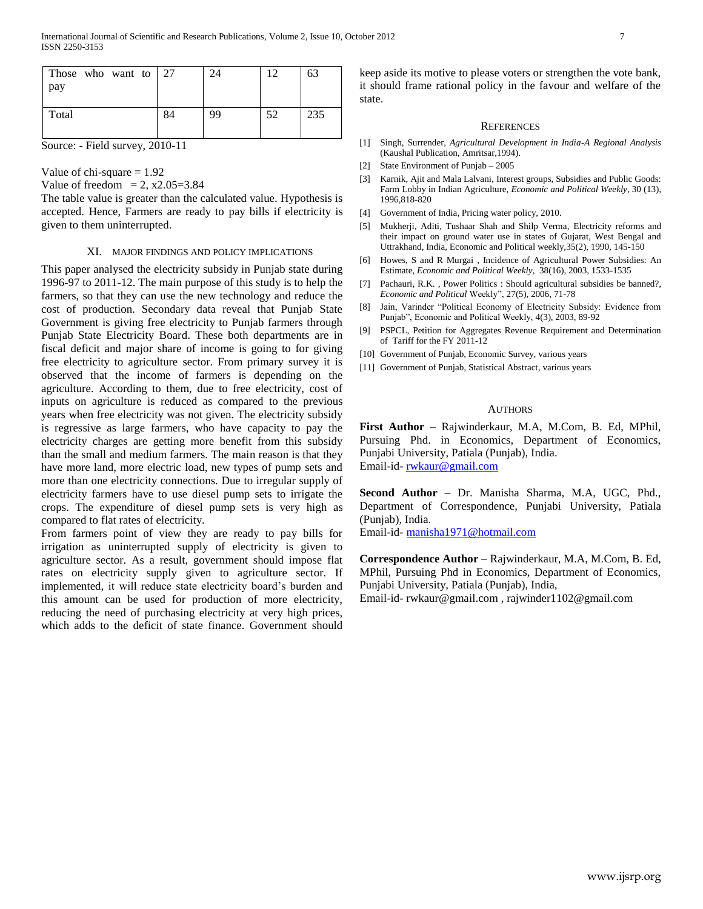| | | | | |
|---|---|---|---|---|
| Those who want to pay | 27 | 24 | 12 | 63 |
| Total | 84 | 99 | 52 | 235 |

Source: - Field survey, 2010-11

Value of chi-square = 1.92

Value of freedom = 2, x2.05=3.84

The table value is greater than the calculated value. Hypothesis is accepted. Hence, Farmers are ready to pay bills if electricity is given to them uninterrupted.

## XI. Major Findings and Policy Implications

This paper analysed the electricity subsidy in Punjab state during 1996-97 to 2011-12. The main purpose of this study is to help the farmers, so that they can use the new technology and reduce the cost of production. Secondary data reveal that Punjab State Government is giving free electricity to Punjab farmers through Punjab State Electricity Board. These both departments are in fiscal deficit and major share of income is going to for giving free electricity to agriculture sector. From primary survey it is observed that the income of farmers is depending on the agriculture. According to them, due to free electricity, cost of inputs on agriculture is reduced as compared to the previous years when free electricity was not given. The electricity subsidy is regressive as large farmers, who have capacity to pay the electricity charges are getting more benefit from this subsidy than the small and medium farmers. The main reason is that they have more land, more electric load, new types of pump sets and more than one electricity connections. Due to irregular supply of electricity farmers have to use diesel pump sets to irrigate the crops. The expenditure of diesel pump sets is very high as compared to flat rates of electricity.

From farmers point of view they are ready to pay bills for irrigation as uninterrupted supply of electricity is given to agriculture sector. As a result, government should impose flat rates on electricity supply given to agriculture sector. If implemented, it will reduce state electricity board's burden and this amount can be used for production of more electricity, reducing the need of purchasing electricity at very high prices, which adds to the deficit of state finance. Government should keep aside its motive to please voters or strengthen the vote bank, it should frame rational policy in the favour and welfare of the state.

## References

[1] Singh, Surrender, *Agricultural Development in India-A Regional Analysis* (Kaushal Publication, Amritsar,1994).

[2] State Environment of Punjab – 2005

[3] Karnik, Ajit and Mala Lalvani, Interest groups, Subsidies and Public Goods: Farm Lobby in Indian Agriculture, *Economic and Political Weekly*, 30 (13), 1996,818-820

[4] Government of India, Pricing water policy, 2010.

[5] Mukherji, Aditi, Tushaar Shah and Shilp Verma, Electricity reforms and their impact on ground water use in states of Gujarat, West Bengal and Uttrakhand, India, Economic and Political weekly,35(2), 1990, 145-150

[6] Howes, S and R Murgai , Incidence of Agricultural Power Subsidies: An Estimate, *Economic and Political Weekly*, 38(16), 2003, 1533-1535

[7] Pachauri, R.K. , Power Politics : Should agricultural subsidies be banned?, *Economic and Political* Weekly", 27(5), 2006, 71-78

[8] Jain, Varinder "Political Economy of Electricity Subsidy: Evidence from Punjab", Economic and Political Weekly, 4(3), 2003, 89-92

[9] PSPCL, Petition for Aggregates Revenue Requirement and Determination of Tariff for the FY 2011-12

[10] Government of Punjab, Economic Survey, various years

[11] Government of Punjab, Statistical Abstract, various years

## Authors

**First Author** – Rajwinderkaur, M.A, M.Com, B. Ed, MPhil, Pursuing Phd. in Economics, Department of Economics, Punjabi University, Patiala (Punjab), India.
Email-id- rwkaur@gmail.com

**Second Author** – Dr. Manisha Sharma, M.A, UGC, Phd., Department of Correspondence, Punjabi University, Patiala (Punjab), India.
Email-id- manisha1971@hotmail.com

**Correspondence Author** – Rajwinderkaur, M.A, M.Com, B. Ed, MPhil, Pursuing Phd in Economics, Department of Economics, Punjabi University, Patiala (Punjab), India,
Email-id- rwkaur@gmail.com , rajwinder1102@gmail.com